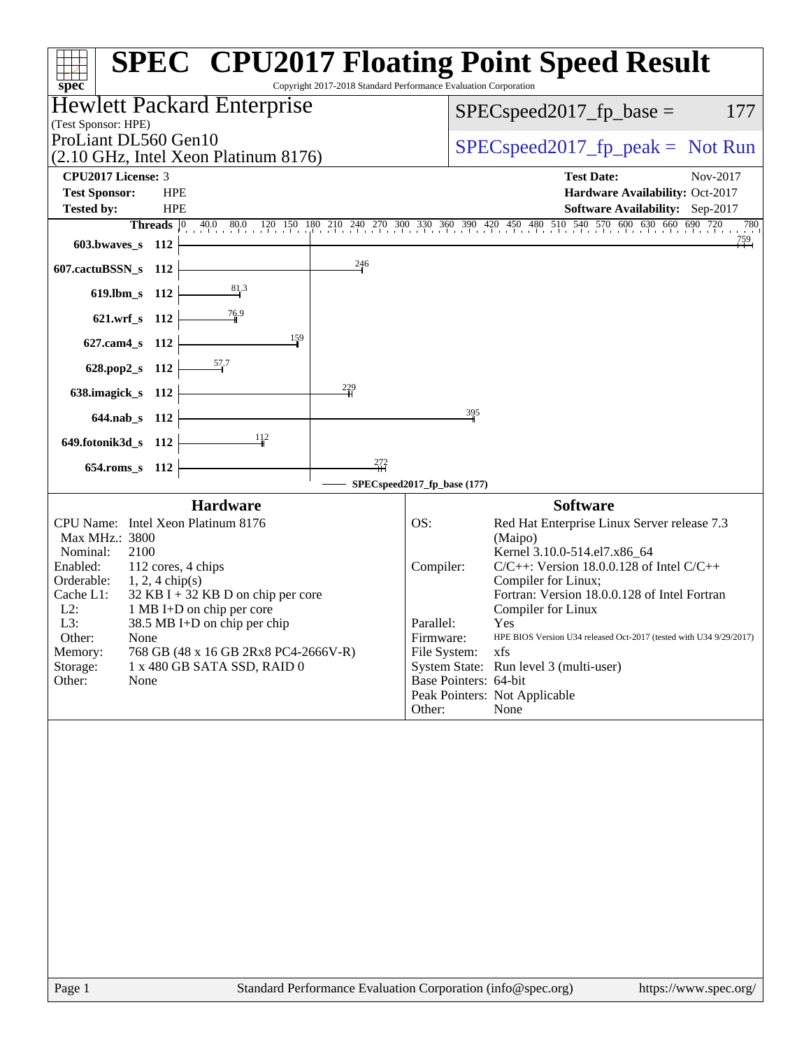# SPEC CPU2017 Floating Point Speed Result

Copyright 2017-2018 Standard Performance Evaluation Corporation

## Hewlett Packard Enterprise

(Test Sponsor: HPE)

ProLiant DL560 Gen10
(2.10 GHz, Intel Xeon Platinum 8176)

SPECspeed2017_fp_base = 177

SPECspeed2017_fp_peak = Not Run

| | | | |
|---|---|---|---|
| **CPU2017 License:** | 3 | **Test Date:** | Nov-2017 |
| **Test Sponsor:** | HPE | **Hardware Availability:** | Oct-2017 |
| **Tested by:** | HPE | **Software Availability:** | Sep-2017 |

| Benchmark | Threads | Base Ratio |
|---|---|---|
| 603.bwaves_s | 112 | 759 |
| 607.cactuBSSN_s | 112 | 246 |
| 619.lbm_s | 112 | 81.3 |
| 621.wrf_s | 112 | 76.9 |
| 627.cam4_s | 112 | 159 |
| 628.pop2_s | 112 | 57.7 |
| 638.imagick_s | 112 | 229 |
| 644.nab_s | 112 | 395 |
| 649.fotonik3d_s | 112 | 112 |
| 654.roms_s | 112 | 272 |

SPECspeed2017_fp_base (177)

### Hardware

| | |
|---|---|
| CPU Name: | Intel Xeon Platinum 8176 |
| Max MHz.: | 3800 |
| Nominal: | 2100 |
| Enabled: | 112 cores, 4 chips |
| Orderable: | 1, 2, 4 chip(s) |
| Cache L1: | 32 KB I + 32 KB D on chip per core |
| L2: | 1 MB I+D on chip per core |
| L3: | 38.5 MB I+D on chip per chip |
| Other: | None |
| Memory: | 768 GB (48 x 16 GB 2Rx8 PC4-2666V-R) |
| Storage: | 1 x 480 GB SATA SSD, RAID 0 |
| Other: | None |

### Software

| | |
|---|---|
| OS: | Red Hat Enterprise Linux Server release 7.3 (Maipo) Kernel 3.10.0-514.el7.x86_64 |
| Compiler: | C/C++: Version 18.0.0.128 of Intel C/C++ Compiler for Linux; Fortran: Version 18.0.0.128 of Intel Fortran Compiler for Linux |
| Parallel: | Yes |
| Firmware: | HPE BIOS Version U34 released Oct-2017 (tested with U34 9/29/2017) |
| File System: | xfs |
| System State: | Run level 3 (multi-user) |
| Base Pointers: | 64-bit |
| Peak Pointers: | Not Applicable |
| Other: | None |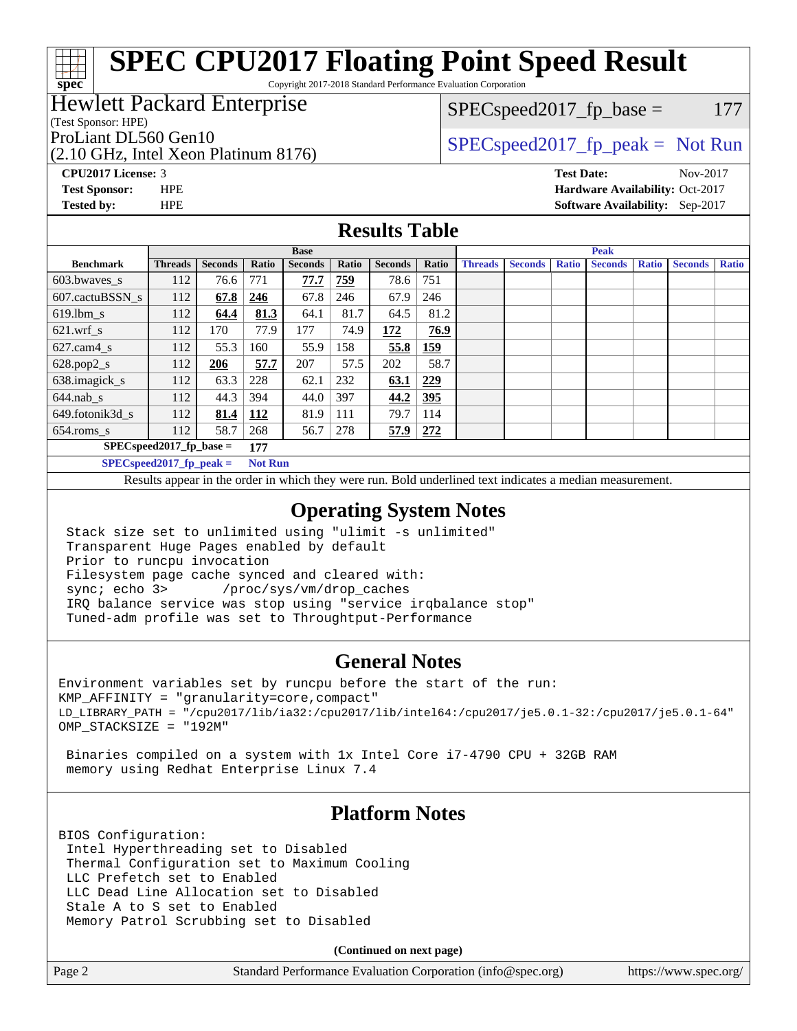# SPEC CPU2017 Floating Point Speed Result

Copyright 2017-2018 Standard Performance Evaluation Corporation

**Hewlett Packard Enterprise**
(Test Sponsor: HPE)

ProLiant DL560 Gen10
(2.10 GHz, Intel Xeon Platinum 8176)

SPECspeed2017_fp_base = 177

SPECspeed2017_fp_peak = Not Run

**CPU2017 License:** 3
**Test Sponsor:** HPE
**Tested by:** HPE

**Test Date:** Nov-2017
**Hardware Availability:** Oct-2017
**Software Availability:** Sep-2017

## Results Table

| Benchmark | Base | | | | | | | Peak | | | | | | |
|---|---|---|---|---|---|---|---|---|---|---|---|---|---|---|
| | Threads | Seconds | Ratio | Seconds | Ratio | Seconds | Ratio | Threads | Seconds | Ratio | Seconds | Ratio | Seconds | Ratio |
| 603.bwaves_s | 112 | 76.6 | 771 | **77.7** | **759** | 78.6 | 751 | | | | | | | |
| 607.cactuBSSN_s | 112 | **67.8** | **246** | 67.8 | 246 | 67.9 | 246 | | | | | | | |
| 619.lbm_s | 112 | **64.4** | **81.3** | 64.1 | 81.7 | 64.5 | 81.2 | | | | | | | |
| 621.wrf_s | 112 | 170 | 77.9 | 177 | 74.9 | **172** | **76.9** | | | | | | | |
| 627.cam4_s | 112 | 55.3 | 160 | 55.9 | 158 | **55.8** | **159** | | | | | | | |
| 628.pop2_s | 112 | **206** | **57.7** | 207 | 57.5 | 202 | 58.7 | | | | | | | |
| 638.imagick_s | 112 | 63.3 | 228 | 62.1 | 232 | **63.1** | **229** | | | | | | | |
| 644.nab_s | 112 | 44.3 | 394 | 44.0 | 397 | **44.2** | **395** | | | | | | | |
| 649.fotonik3d_s | 112 | **81.4** | **112** | 81.9 | 111 | 79.7 | 114 | | | | | | | |
| 654.roms_s | 112 | 58.7 | 268 | 56.7 | 278 | **57.9** | **272** | | | | | | | |

**SPECspeed2017_fp_base = 177**

**SPECspeed2017_fp_peak = Not Run**

Results appear in the order in which they were run. Bold underlined text indicates a median measurement.

## Operating System Notes

```
Stack size set to unlimited using "ulimit -s unlimited"
Transparent Huge Pages enabled by default
Prior to runcpu invocation
Filesystem page cache synced and cleared with:
sync; echo 3>       /proc/sys/vm/drop_caches
IRQ balance service was stop using "service irqbalance stop"
Tuned-adm profile was set to Throughtput-Performance
```

## General Notes

```
Environment variables set by runcpu before the start of the run:
KMP_AFFINITY = "granularity=core,compact"
LD_LIBRARY_PATH = "/cpu2017/lib/ia32:/cpu2017/lib/intel64:/cpu2017/je5.0.1-32:/cpu2017/je5.0.1-64"
OMP_STACKSIZE = "192M"

 Binaries compiled on a system with 1x Intel Core i7-4790 CPU + 32GB RAM
 memory using Redhat Enterprise Linux 7.4
```

## Platform Notes

```
BIOS Configuration:
 Intel Hyperthreading set to Disabled
 Thermal Configuration set to Maximum Cooling
 LLC Prefetch set to Enabled
 LLC Dead Line Allocation set to Disabled
 Stale A to S set to Enabled
 Memory Patrol Scrubbing set to Disabled
```

**(Continued on next page)**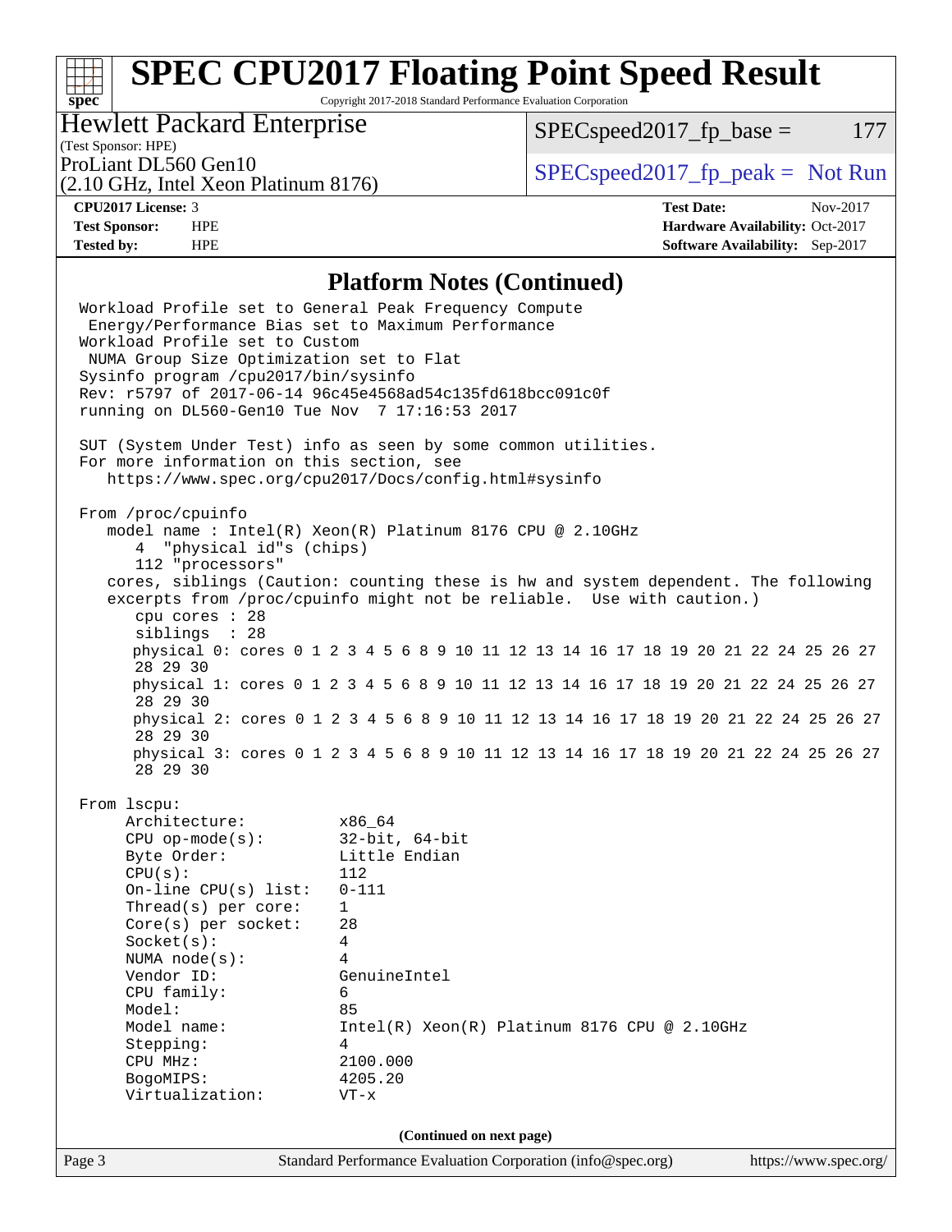# SPEC CPU2017 Floating Point Speed Result

Copyright 2017-2018 Standard Performance Evaluation Corporation

**Hewlett Packard Enterprise**
(Test Sponsor: HPE)

ProLiant DL560 Gen10
(2.10 GHz, Intel Xeon Platinum 8176)

SPECspeed2017_fp_base = 177

SPECspeed2017_fp_peak = Not Run

**CPU2017 License:** 3
**Test Sponsor:** HPE
**Tested by:** HPE

**Test Date:** Nov-2017
**Hardware Availability:** Oct-2017
**Software Availability:** Sep-2017

## Platform Notes (Continued)

```
Workload Profile set to General Peak Frequency Compute
 Energy/Performance Bias set to Maximum Performance
Workload Profile set to Custom
 NUMA Group Size Optimization set to Flat
Sysinfo program /cpu2017/bin/sysinfo
Rev: r5797 of 2017-06-14 96c45e4568ad54c135fd618bcc091c0f
running on DL560-Gen10 Tue Nov  7 17:16:53 2017

SUT (System Under Test) info as seen by some common utilities.
For more information on this section, see
   https://www.spec.org/cpu2017/Docs/config.html#sysinfo

From /proc/cpuinfo
   model name : Intel(R) Xeon(R) Platinum 8176 CPU @ 2.10GHz
      4  "physical id"s (chips)
      112 "processors"
   cores, siblings (Caution: counting these is hw and system dependent. The following
   excerpts from /proc/cpuinfo might not be reliable.  Use with caution.)
      cpu cores : 28
      siblings  : 28
      physical 0: cores 0 1 2 3 4 5 6 8 9 10 11 12 13 14 16 17 18 19 20 21 22 24 25 26 27
      28 29 30
      physical 1: cores 0 1 2 3 4 5 6 8 9 10 11 12 13 14 16 17 18 19 20 21 22 24 25 26 27
      28 29 30
      physical 2: cores 0 1 2 3 4 5 6 8 9 10 11 12 13 14 16 17 18 19 20 21 22 24 25 26 27
      28 29 30
      physical 3: cores 0 1 2 3 4 5 6 8 9 10 11 12 13 14 16 17 18 19 20 21 22 24 25 26 27
      28 29 30

From lscpu:
     Architecture:          x86_64
     CPU op-mode(s):        32-bit, 64-bit
     Byte Order:            Little Endian
     CPU(s):                112
     On-line CPU(s) list:   0-111
     Thread(s) per core:    1
     Core(s) per socket:    28
     Socket(s):             4
     NUMA node(s):          4
     Vendor ID:             GenuineIntel
     CPU family:            6
     Model:                 85
     Model name:            Intel(R) Xeon(R) Platinum 8176 CPU @ 2.10GHz
     Stepping:              4
     CPU MHz:               2100.000
     BogoMIPS:              4205.20
     Virtualization:        VT-x
```

**(Continued on next page)**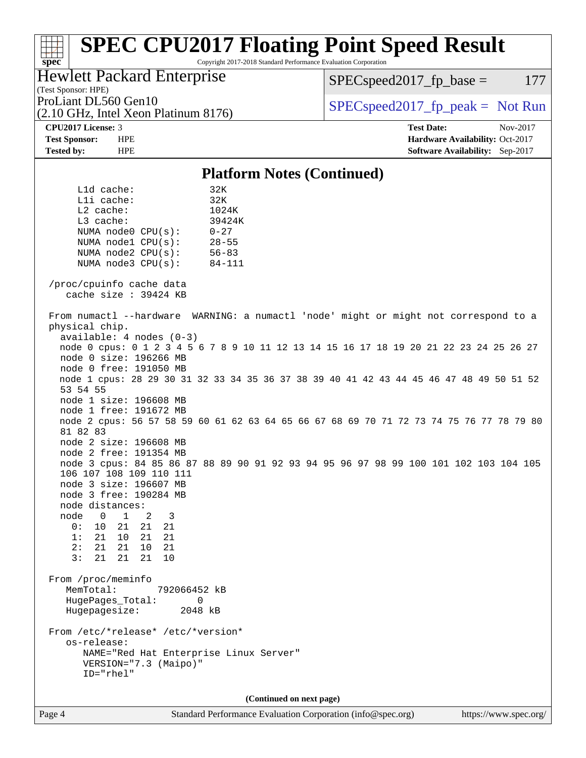## Platform Notes (Continued)

```
     L1d cache:              32K
     L1i cache:              32K
     L2 cache:               1024K
     L3 cache:               39424K
     NUMA node0 CPU(s):      0-27
     NUMA node1 CPU(s):      28-55
     NUMA node2 CPU(s):      56-83
     NUMA node3 CPU(s):      84-111

 /proc/cpuinfo cache data
    cache size : 39424 KB

 From numactl --hardware  WARNING: a numactl 'node' might or might not correspond to a
 physical chip.
   available: 4 nodes (0-3)
   node 0 cpus: 0 1 2 3 4 5 6 7 8 9 10 11 12 13 14 15 16 17 18 19 20 21 22 23 24 25 26 27
   node 0 size: 196266 MB
   node 0 free: 191050 MB
   node 1 cpus: 28 29 30 31 32 33 34 35 36 37 38 39 40 41 42 43 44 45 46 47 48 49 50 51 52
   53 54 55
   node 1 size: 196608 MB
   node 1 free: 191672 MB
   node 2 cpus: 56 57 58 59 60 61 62 63 64 65 66 67 68 69 70 71 72 73 74 75 76 77 78 79 80
   81 82 83
   node 2 size: 196608 MB
   node 2 free: 191354 MB
   node 3 cpus: 84 85 86 87 88 89 90 91 92 93 94 95 96 97 98 99 100 101 102 103 104 105
   106 107 108 109 110 111
   node 3 size: 196607 MB
   node 3 free: 190284 MB
   node distances:
   node   0   1   2   3
     0:  10  21  21  21
     1:  21  10  21  21
     2:  21  21  10  21
     3:  21  21  21  10

 From /proc/meminfo
    MemTotal:       792066452 kB
    HugePages_Total:       0
    Hugepagesize:       2048 kB

 From /etc/*release* /etc/*version*
    os-release:
       NAME="Red Hat Enterprise Linux Server"
       VERSION="7.3 (Maipo)"
       ID="rhel"
```

**(Continued on next page)**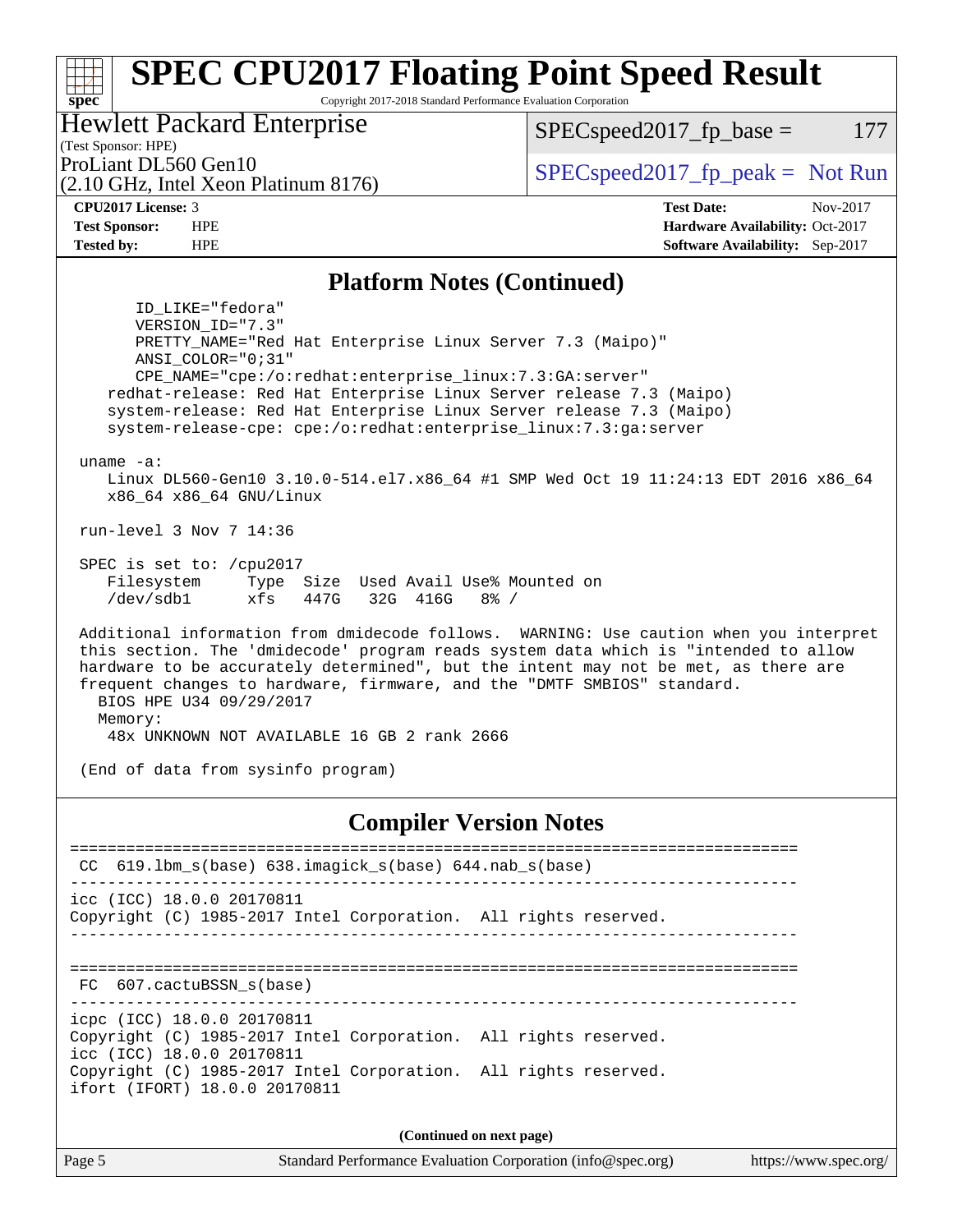# SPEC CPU2017 Floating Point Speed Result

Copyright 2017-2018 Standard Performance Evaluation Corporation

**Hewlett Packard Enterprise**
(Test Sponsor: HPE)
ProLiant DL560 Gen10
(2.10 GHz, Intel Xeon Platinum 8176)

SPECspeed2017_fp_base = 177

SPECspeed2017_fp_peak = Not Run

**CPU2017 License:** 3
**Test Sponsor:** HPE
**Tested by:** HPE

**Test Date:** Nov-2017
**Hardware Availability:** Oct-2017
**Software Availability:** Sep-2017

## Platform Notes (Continued)

```
      ID_LIKE="fedora"
      VERSION_ID="7.3"
      PRETTY_NAME="Red Hat Enterprise Linux Server 7.3 (Maipo)"
      ANSI_COLOR="0;31"
      CPE_NAME="cpe:/o:redhat:enterprise_linux:7.3:GA:server"
   redhat-release: Red Hat Enterprise Linux Server release 7.3 (Maipo)
   system-release: Red Hat Enterprise Linux Server release 7.3 (Maipo)
   system-release-cpe: cpe:/o:redhat:enterprise_linux:7.3:ga:server

uname -a:
   Linux DL560-Gen10 3.10.0-514.el7.x86_64 #1 SMP Wed Oct 19 11:24:13 EDT 2016 x86_64
   x86_64 x86_64 GNU/Linux

run-level 3 Nov 7 14:36

SPEC is set to: /cpu2017
   Filesystem     Type  Size  Used Avail Use% Mounted on
   /dev/sdb1      xfs   447G   32G  416G   8% /

Additional information from dmidecode follows.  WARNING: Use caution when you interpret
this section. The 'dmidecode' program reads system data which is "intended to allow
hardware to be accurately determined", but the intent may not be met, as there are
frequent changes to hardware, firmware, and the "DMTF SMBIOS" standard.
  BIOS HPE U34 09/29/2017
  Memory:
   48x UNKNOWN NOT AVAILABLE 16 GB 2 rank 2666

(End of data from sysinfo program)
```

## Compiler Version Notes

```
==============================================================================
 CC  619.lbm_s(base) 638.imagick_s(base) 644.nab_s(base)
------------------------------------------------------------------------------
icc (ICC) 18.0.0 20170811
Copyright (C) 1985-2017 Intel Corporation.  All rights reserved.
------------------------------------------------------------------------------

==============================================================================
 FC  607.cactuBSSN_s(base)
------------------------------------------------------------------------------
icpc (ICC) 18.0.0 20170811
Copyright (C) 1985-2017 Intel Corporation.  All rights reserved.
icc (ICC) 18.0.0 20170811
Copyright (C) 1985-2017 Intel Corporation.  All rights reserved.
ifort (IFORT) 18.0.0 20170811
```

**(Continued on next page)**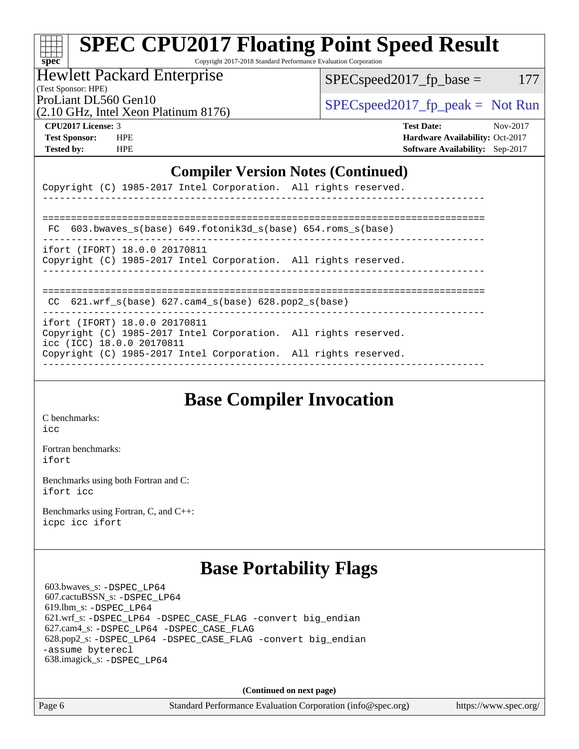# SPEC CPU2017 Floating Point Speed Result

Copyright 2017-2018 Standard Performance Evaluation Corporation

**Hewlett Packard Enterprise**
(Test Sponsor: HPE)
ProLiant DL560 Gen10
(2.10 GHz, Intel Xeon Platinum 8176)

SPECspeed2017_fp_base = 177

SPECspeed2017_fp_peak = Not Run

**CPU2017 License:** 3
**Test Sponsor:** HPE
**Tested by:** HPE

**Test Date:** Nov-2017
**Hardware Availability:** Oct-2017
**Software Availability:** Sep-2017

## Compiler Version Notes (Continued)

```
Copyright (C) 1985-2017 Intel Corporation.  All rights reserved.
------------------------------------------------------------------------------

==============================================================================
 FC  603.bwaves_s(base) 649.fotonik3d_s(base) 654.roms_s(base)
------------------------------------------------------------------------------
ifort (IFORT) 18.0.0 20170811
Copyright (C) 1985-2017 Intel Corporation.  All rights reserved.
------------------------------------------------------------------------------

==============================================================================
 CC  621.wrf_s(base) 627.cam4_s(base) 628.pop2_s(base)
------------------------------------------------------------------------------
ifort (IFORT) 18.0.0 20170811
Copyright (C) 1985-2017 Intel Corporation.  All rights reserved.
icc (ICC) 18.0.0 20170811
Copyright (C) 1985-2017 Intel Corporation.  All rights reserved.
------------------------------------------------------------------------------
```

## Base Compiler Invocation

C benchmarks:
`icc`

Fortran benchmarks:
`ifort`

Benchmarks using both Fortran and C:
`ifort icc`

Benchmarks using Fortran, C, and C++:
`icpc icc ifort`

## Base Portability Flags

603.bwaves_s: `-DSPEC_LP64`
607.cactuBSSN_s: `-DSPEC_LP64`
619.lbm_s: `-DSPEC_LP64`
621.wrf_s: `-DSPEC_LP64 -DSPEC_CASE_FLAG -convert big_endian`
627.cam4_s: `-DSPEC_LP64 -DSPEC_CASE_FLAG`
628.pop2_s: `-DSPEC_LP64 -DSPEC_CASE_FLAG -convert big_endian -assume byterecl`
638.imagick_s: `-DSPEC_LP64`

**(Continued on next page)**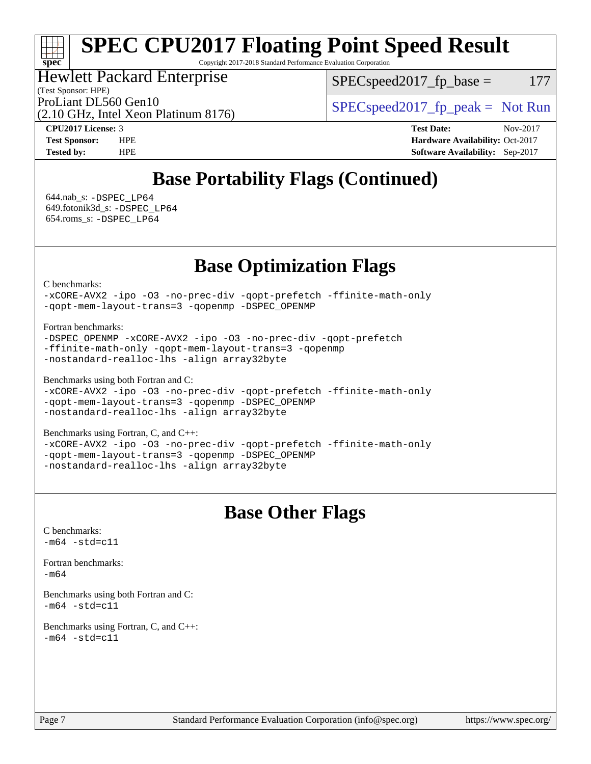# Base Portability Flags (Continued)

644.nab_s: -DSPEC_LP64
649.fotonik3d_s: -DSPEC_LP64
654.roms_s: -DSPEC_LP64

# Base Optimization Flags

C benchmarks:
```
-xCORE-AVX2 -ipo -O3 -no-prec-div -qopt-prefetch -ffinite-math-only
-qopt-mem-layout-trans=3 -qopenmp -DSPEC_OPENMP
```

Fortran benchmarks:
```
-DSPEC_OPENMP -xCORE-AVX2 -ipo -O3 -no-prec-div -qopt-prefetch
-ffinite-math-only -qopt-mem-layout-trans=3 -qopenmp
-nostandard-realloc-lhs -align array32byte
```

Benchmarks using both Fortran and C:
```
-xCORE-AVX2 -ipo -O3 -no-prec-div -qopt-prefetch -ffinite-math-only
-qopt-mem-layout-trans=3 -qopenmp -DSPEC_OPENMP
-nostandard-realloc-lhs -align array32byte
```

Benchmarks using Fortran, C, and C++:
```
-xCORE-AVX2 -ipo -O3 -no-prec-div -qopt-prefetch -ffinite-math-only
-qopt-mem-layout-trans=3 -qopenmp -DSPEC_OPENMP
-nostandard-realloc-lhs -align array32byte
```

# Base Other Flags

C benchmarks:
```
-m64 -std=c11
```

Fortran benchmarks:
```
-m64
```

Benchmarks using both Fortran and C:
```
-m64 -std=c11
```

Benchmarks using Fortran, C, and C++:
```
-m64 -std=c11
```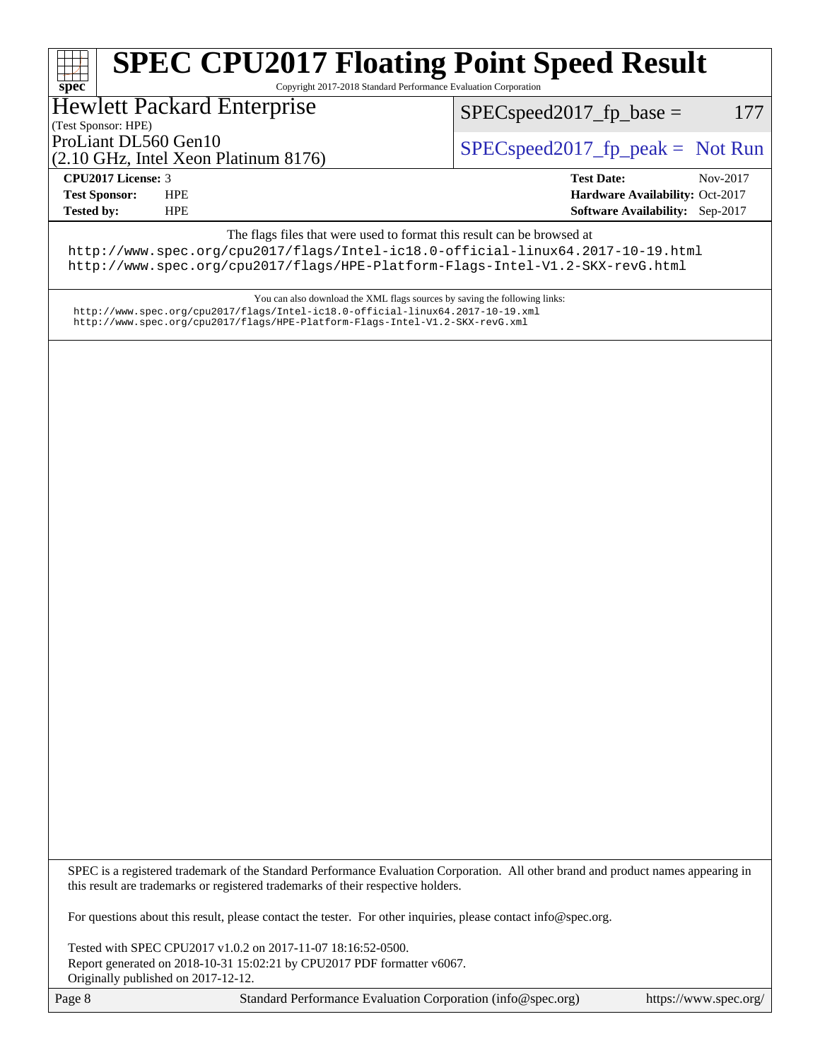# SPEC CPU2017 Floating Point Speed Result

Copyright 2017-2018 Standard Performance Evaluation Corporation

**Hewlett Packard Enterprise**
(Test Sponsor: HPE)
ProLiant DL560 Gen10
(2.10 GHz, Intel Xeon Platinum 8176)

SPECspeed2017_fp_base = 177

SPECspeed2017_fp_peak = Not Run

**CPU2017 License:** 3
**Test Sponsor:** HPE
**Tested by:** HPE

**Test Date:** Nov-2017
**Hardware Availability:** Oct-2017
**Software Availability:** Sep-2017

The flags files that were used to format this result can be browsed at

http://www.spec.org/cpu2017/flags/Intel-ic18.0-official-linux64.2017-10-19.html
http://www.spec.org/cpu2017/flags/HPE-Platform-Flags-Intel-V1.2-SKX-revG.html

You can also download the XML flags sources by saving the following links:

http://www.spec.org/cpu2017/flags/Intel-ic18.0-official-linux64.2017-10-19.xml
http://www.spec.org/cpu2017/flags/HPE-Platform-Flags-Intel-V1.2-SKX-revG.xml

SPEC is a registered trademark of the Standard Performance Evaluation Corporation. All other brand and product names appearing in this result are trademarks or registered trademarks of their respective holders.

For questions about this result, please contact the tester. For other inquiries, please contact info@spec.org.

Tested with SPEC CPU2017 v1.0.2 on 2017-11-07 18:16:52-0500.
Report generated on 2018-10-31 15:02:21 by CPU2017 PDF formatter v6067.
Originally published on 2017-12-12.